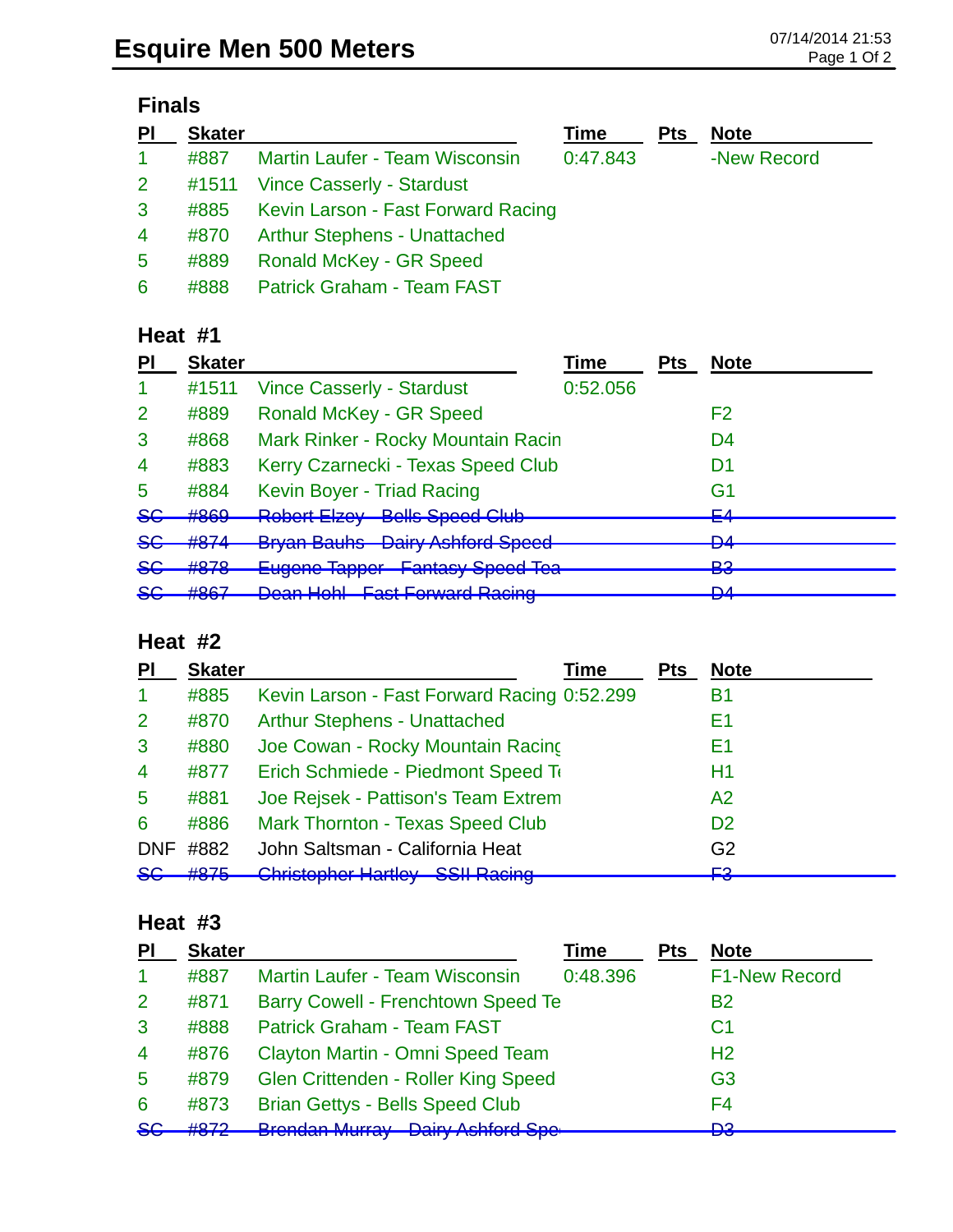# Esquire Men 500 Meters

07/14/2014 21:53

## Finals

| Pl | Skater | | Time | Pts | Note |
|---|---|---|---|---|---|
| 1 | #887 | Martin Laufer - Team Wisconsin | 0:47.843 | | -New Record |
| 2 | #1511 | Vince Casserly - Stardust | | | |
| 3 | #885 | Kevin Larson - Fast Forward Racing | | | |
| 4 | #870 | Arthur Stephens - Unattached | | | |
| 5 | #889 | Ronald McKey - GR Speed | | | |
| 6 | #888 | Patrick Graham - Team FAST | | | |

## Heat #1

| Pl | Skater | | Time | Pts | Note |
|---|---|---|---|---|---|
| 1 | #1511 | Vince Casserly - Stardust | 0:52.056 | | |
| 2 | #889 | Ronald McKey - GR Speed | | | F2 |
| 3 | #868 | Mark Rinker - Rocky Mountain Racin | | | D4 |
| 4 | #883 | Kerry Czarnecki - Texas Speed Club | | | D1 |
| 5 | #884 | Kevin Boyer - Triad Racing | | | G1 |
| ~~SC~~ | ~~#869~~ | ~~Robert Elzey - Bells Speed Club~~ | | | ~~E4~~ |
| ~~SC~~ | ~~#874~~ | ~~Bryan Bauhs - Dairy Ashford Speed~~ | | | ~~D4~~ |
| ~~SC~~ | ~~#878~~ | ~~Eugene Tapper - Fantasy Speed Tea~~ | | | ~~B3~~ |
| ~~SC~~ | ~~#867~~ | ~~Dean Hohl - Fast Forward Racing~~ | | | ~~D4~~ |

## Heat #2

| Pl | Skater | | Time | Pts | Note |
|---|---|---|---|---|---|
| 1 | #885 | Kevin Larson - Fast Forward Racing | 0:52.299 | | B1 |
| 2 | #870 | Arthur Stephens - Unattached | | | E1 |
| 3 | #880 | Joe Cowan - Rocky Mountain Racinç | | | E1 |
| 4 | #877 | Erich Schmiede - Piedmont Speed T | | | H1 |
| 5 | #881 | Joe Rejsek - Pattison's Team Extrem | | | A2 |
| 6 | #886 | Mark Thornton - Texas Speed Club | | | D2 |
| DNF | #882 | John Saltsman - California Heat | | | G2 |
| ~~SC~~ | ~~#875~~ | ~~Christopher Hartley - SSII Racing~~ | | | ~~F3~~ |

## Heat #3

| Pl | Skater | | Time | Pts | Note |
|---|---|---|---|---|---|
| 1 | #887 | Martin Laufer - Team Wisconsin | 0:48.396 | | F1-New Record |
| 2 | #871 | Barry Cowell - Frenchtown Speed Te | | | B2 |
| 3 | #888 | Patrick Graham - Team FAST | | | C1 |
| 4 | #876 | Clayton Martin - Omni Speed Team | | | H2 |
| 5 | #879 | Glen Crittenden - Roller King Speed | | | G3 |
| 6 | #873 | Brian Gettys - Bells Speed Club | | | F4 |
| ~~SC~~ | ~~#872~~ | ~~Brendan Murray - Dairy Ashford Spe~~ | | | ~~D3~~ |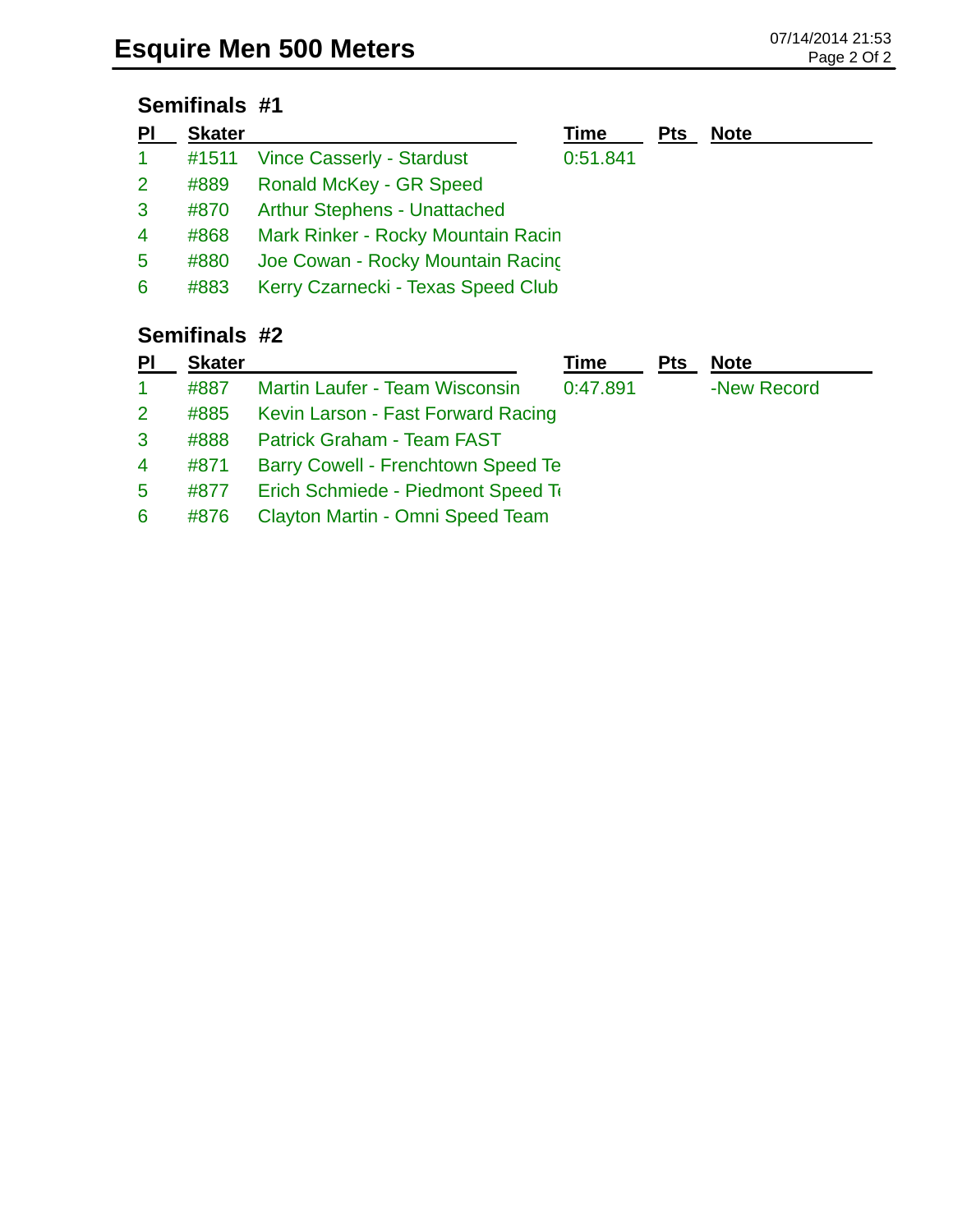# Esquire Men 500 Meters

07/14/2014 21:53

## Semifinals #1

| Pl | Skater | | Time | Pts | Note |
|---|---|---|---|---|---|
| 1 | #1511 | Vince Casserly - Stardust | 0:51.841 | | |
| 2 | #889 | Ronald McKey - GR Speed | | | |
| 3 | #870 | Arthur Stephens - Unattached | | | |
| 4 | #868 | Mark Rinker - Rocky Mountain Racin | | | |
| 5 | #880 | Joe Cowan - Rocky Mountain Racing | | | |
| 6 | #883 | Kerry Czarnecki - Texas Speed Club | | | |

## Semifinals #2

| Pl | Skater | | Time | Pts | Note |
|---|---|---|---|---|---|
| 1 | #887 | Martin Laufer - Team Wisconsin | 0:47.891 | | -New Record |
| 2 | #885 | Kevin Larson - Fast Forward Racing | | | |
| 3 | #888 | Patrick Graham - Team FAST | | | |
| 4 | #871 | Barry Cowell - Frenchtown Speed Te | | | |
| 5 | #877 | Erich Schmiede - Piedmont Speed Te | | | |
| 6 | #876 | Clayton Martin - Omni Speed Team | | | |